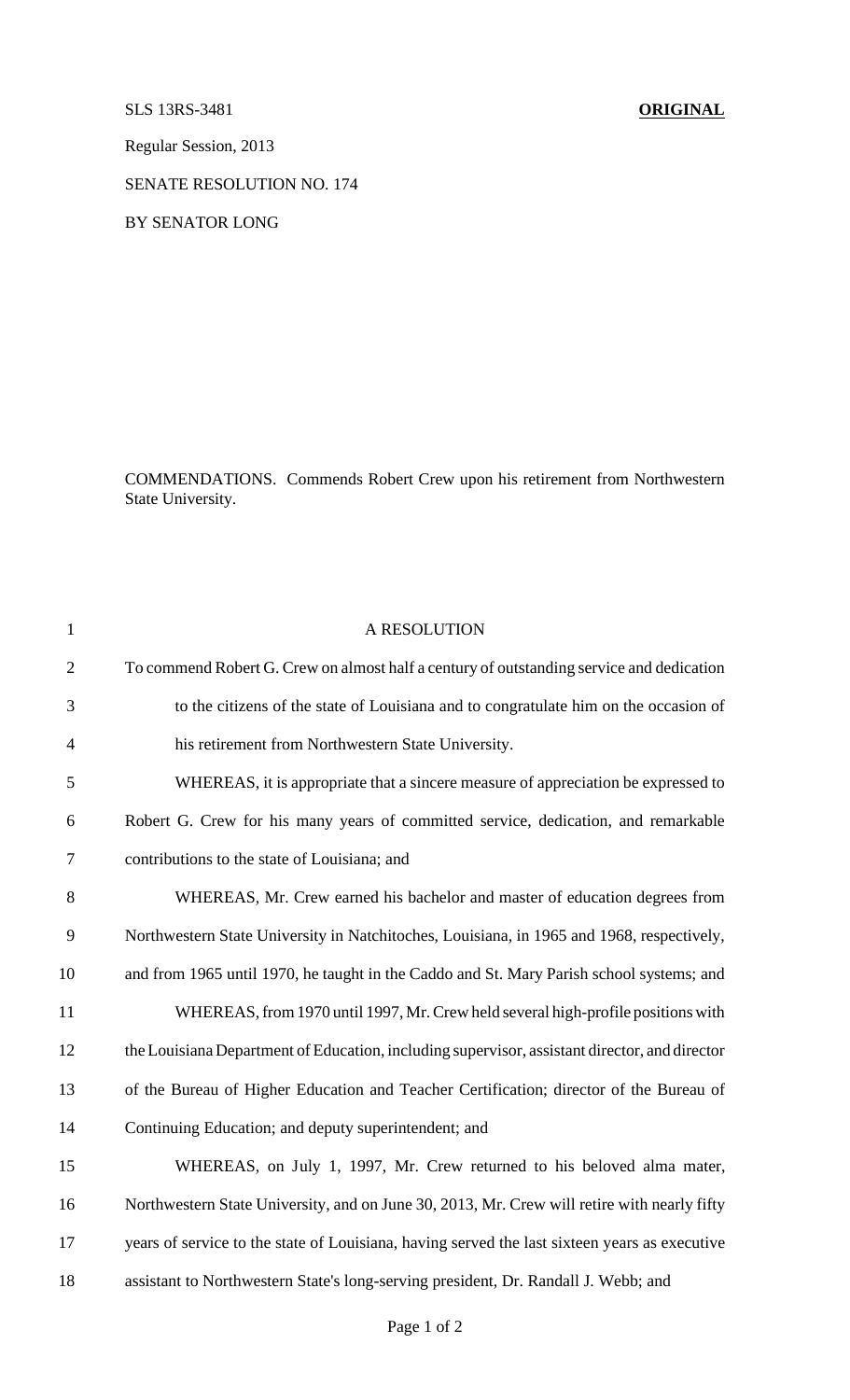SLS 13RS-3481 **ORIGINAL**

Regular Session, 2013

SENATE RESOLUTION NO. 174

BY SENATOR LONG

COMMENDATIONS. Commends Robert Crew upon his retirement from Northwestern State University.

A RESOLUTION

To commend Robert G. Crew on almost half a century of outstanding service and dedication to the citizens of the state of Louisiana and to congratulate him on the occasion of his retirement from Northwestern State University.

WHEREAS, it is appropriate that a sincere measure of appreciation be expressed to Robert G. Crew for his many years of committed service, dedication, and remarkable contributions to the state of Louisiana; and

WHEREAS, Mr. Crew earned his bachelor and master of education degrees from Northwestern State University in Natchitoches, Louisiana, in 1965 and 1968, respectively, and from 1965 until 1970, he taught in the Caddo and St. Mary Parish school systems; and

WHEREAS, from 1970 until 1997, Mr. Crew held several high-profile positions with the Louisiana Department of Education, including supervisor, assistant director, and director of the Bureau of Higher Education and Teacher Certification; director of the Bureau of Continuing Education; and deputy superintendent; and

WHEREAS, on July 1, 1997, Mr. Crew returned to his beloved alma mater, Northwestern State University, and on June 30, 2013, Mr. Crew will retire with nearly fifty years of service to the state of Louisiana, having served the last sixteen years as executive assistant to Northwestern State's long-serving president, Dr. Randall J. Webb; and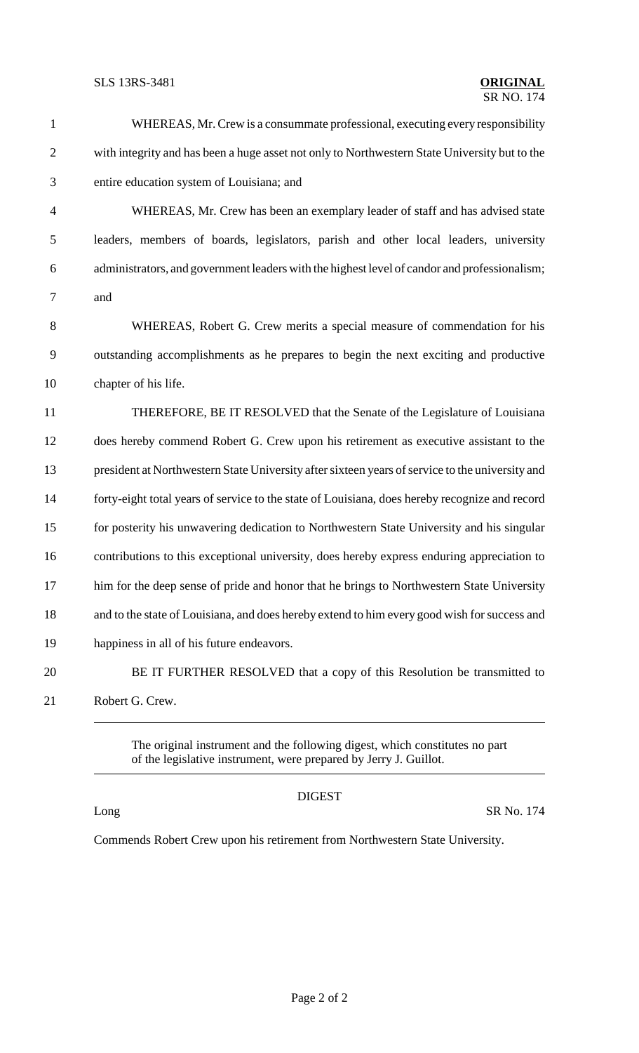WHEREAS, Mr. Crew is a consummate professional, executing every responsibility with integrity and has been a huge asset not only to Northwestern State University but to the entire education system of Louisiana; and

WHEREAS, Mr. Crew has been an exemplary leader of staff and has advised state leaders, members of boards, legislators, parish and other local leaders, university administrators, and government leaders with the highest level of candor and professionalism; and

WHEREAS, Robert G. Crew merits a special measure of commendation for his outstanding accomplishments as he prepares to begin the next exciting and productive chapter of his life.

THEREFORE, BE IT RESOLVED that the Senate of the Legislature of Louisiana does hereby commend Robert G. Crew upon his retirement as executive assistant to the president at Northwestern State University after sixteen years of service to the university and forty-eight total years of service to the state of Louisiana, does hereby recognize and record for posterity his unwavering dedication to Northwestern State University and his singular contributions to this exceptional university, does hereby express enduring appreciation to him for the deep sense of pride and honor that he brings to Northwestern State University and to the state of Louisiana, and does hereby extend to him every good wish for success and happiness in all of his future endeavors.

BE IT FURTHER RESOLVED that a copy of this Resolution be transmitted to Robert G. Crew.

---

The original instrument and the following digest, which constitutes no part of the legislative instrument, were prepared by Jerry J. Guillot.

---

DIGEST

Long SR No. 174

Commends Robert Crew upon his retirement from Northwestern State University.